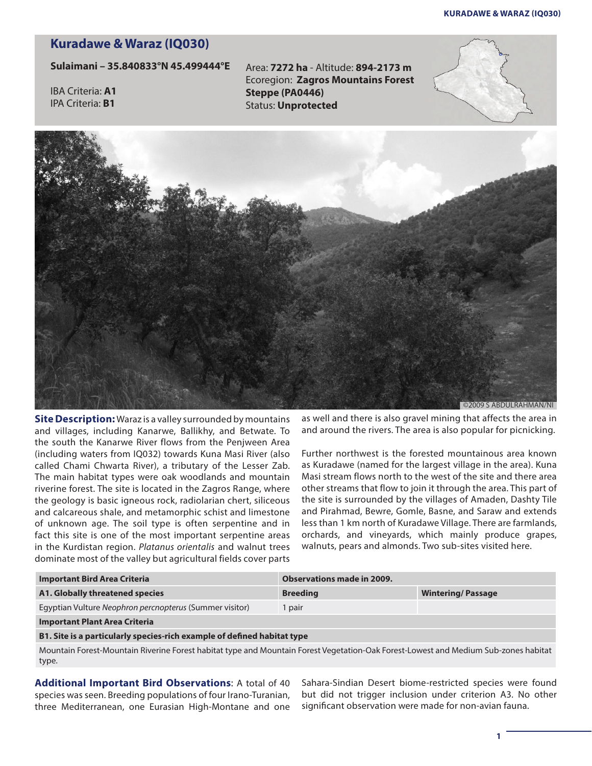# Kuradawe & Waraz (IQ030)

**Sulaimani – 35.840833°N 45.499444°E**

IBA Criteria: **A1**
IPA Criteria: **B1**

Area: **7272 ha** - Altitude: **894-2173 m**
Ecoregion: **Zagros Mountains Forest Steppe (PA0446)**
Status: **Unprotected**

©2009 S ABDULRAHMAN/NI

**Site Description:** Waraz is a valley surrounded by mountains and villages, including Kanarwe, Ballikhy, and Betwate. To the south the Kanarwe River flows from the Penjween Area (including waters from IQ032) towards Kuna Masi River (also called Chami Chwarta River), a tributary of the Lesser Zab. The main habitat types were oak woodlands and mountain riverine forest. The site is located in the Zagros Range, where the geology is basic igneous rock, radiolarian chert, siliceous and calcareous shale, and metamorphic schist and limestone of unknown age. The soil type is often serpentine and in fact this site is one of the most important serpentine areas in the Kurdistan region. *Platanus orientalis* and walnut trees dominate most of the valley but agricultural fields cover parts as well and there is also gravel mining that affects the area in and around the rivers. The area is also popular for picnicking.

Further northwest is the forested mountainous area known as Kuradawe (named for the largest village in the area). Kuna Masi stream flows north to the west of the site and there area other streams that flow to join it through the area. This part of the site is surrounded by the villages of Amaden, Dashty Tile and Pirahmad, Bewre, Gomle, Basne, and Saraw and extends less than 1 km north of Kuradawe Village. There are farmlands, orchards, and vineyards, which mainly produce grapes, walnuts, pears and almonds. Two sub-sites visited here.

| Important Bird Area Criteria | Observations made in 2009. | |
|---|---|---|
| **A1. Globally threatened species** | **Breeding** | **Wintering/ Passage** |
| Egyptian Vulture *Neophron percnopterus* (Summer visitor) | 1 pair | |
| **Important Plant Area Criteria** | | |
| **B1. Site is a particularly species-rich example of defined habitat type** | | |
| Mountain Forest-Mountain Riverine Forest habitat type and Mountain Forest Vegetation-Oak Forest-Lowest and Medium Sub-zones habitat type. | | |

**Additional Important Bird Observations**: A total of 40 species was seen. Breeding populations of four Irano-Turanian, three Mediterranean, one Eurasian High-Montane and one Sahara-Sindian Desert biome-restricted species were found but did not trigger inclusion under criterion A3. No other significant observation were made for non-avian fauna.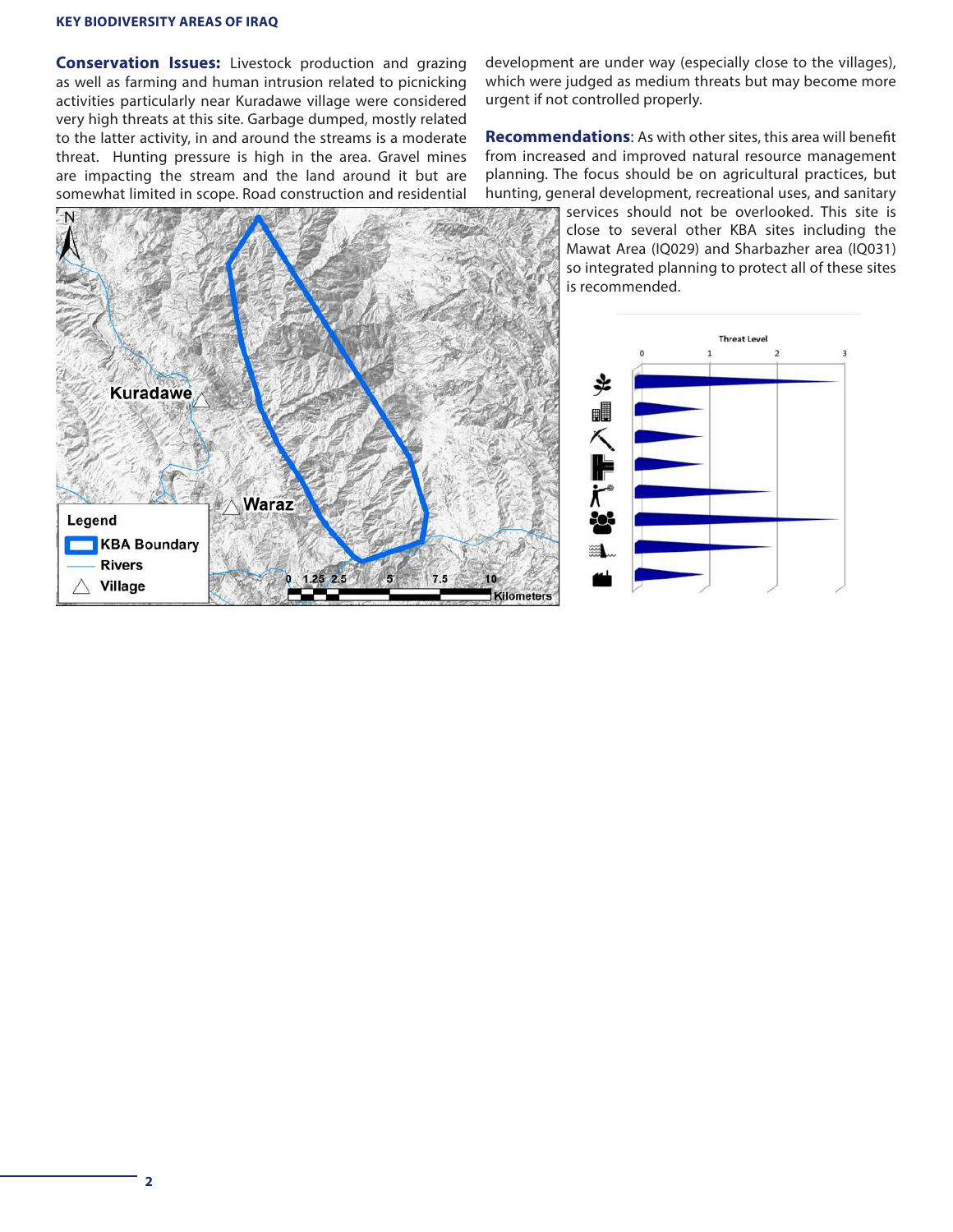**Conservation Issues:** Livestock production and grazing as well as farming and human intrusion related to picnicking activities particularly near Kuradawe village were considered very high threats at this site. Garbage dumped, mostly related to the latter activity, in and around the streams is a moderate threat. Hunting pressure is high in the area. Gravel mines are impacting the stream and the land around it but are somewhat limited in scope. Road construction and residential development are under way (especially close to the villages), which were judged as medium threats but may become more urgent if not controlled properly.

Kuradawe

Waraz

Legend

KBA Boundary

Rivers

Village

0 1.25 2.5 5 7.5 10

Kilometers

**Recommendations**: As with other sites, this area will benefit from increased and improved natural resource management planning. The focus should be on agricultural practices, but hunting, general development, recreational uses, and sanitary services should not be overlooked. This site is close to several other KBA sites including the Mawat Area (IQ029) and Sharbazher area (IQ031) so integrated planning to protect all of these sites is recommended.

Threat Level

0 1 2 3